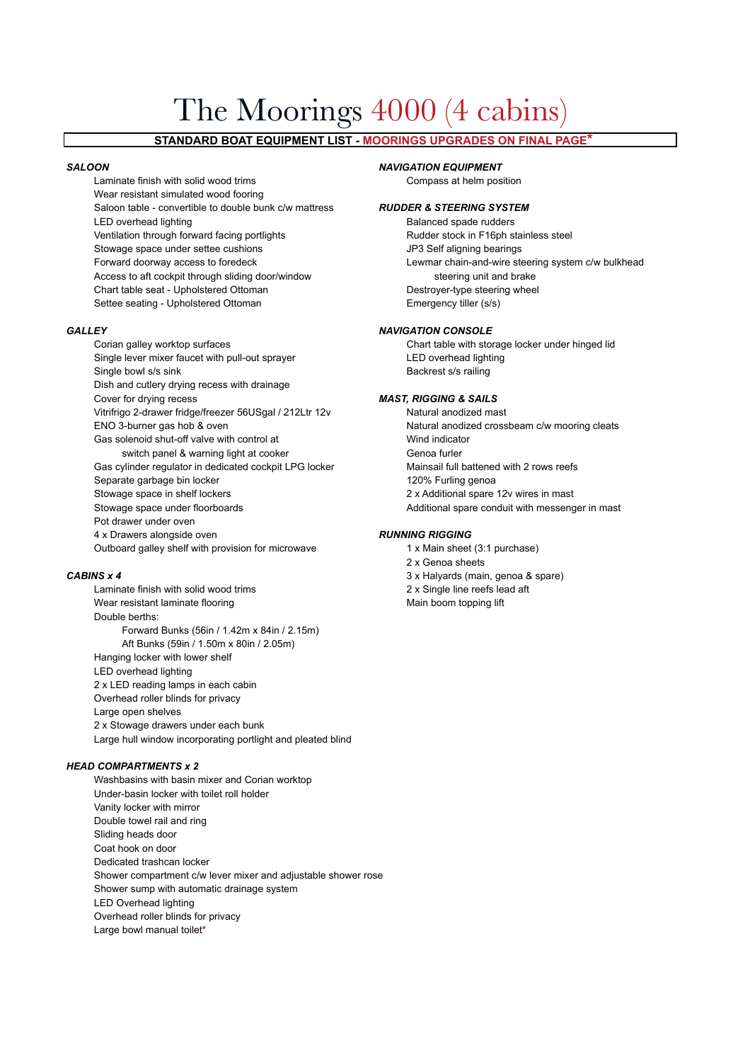# The Moorings 4000 (4 cabins)

## STANDARD BOAT EQUIPMENT LIST - MOORINGS UPGRADES ON FINAL PAGE*

### *SALOON*

- Laminate finish with solid wood trims
- Wear resistant simulated wood fooring
- Saloon table - convertible to double bunk c/w mattress
- LED overhead lighting
- Ventilation through forward facing portlights
- Stowage space under settee cushions
- Forward doorway access to foredeck
- Access to aft cockpit through sliding door/window
- Chart table seat - Upholstered Ottoman
- Settee seating - Upholstered Ottoman

### *GALLEY*

- Corian galley worktop surfaces
- Single lever mixer faucet with pull-out sprayer
- Single bowl s/s sink
- Dish and cutlery drying recess with drainage
- Cover for drying recess
- Vitrifrigo 2-drawer fridge/freezer 56USgal / 212Ltr 12v
- ENO 3-burner gas hob & oven
- Gas solenoid shut-off valve with control at
  switch panel & warning light at cooker
- Gas cylinder regulator in dedicated cockpit LPG locker
- Separate garbage bin locker
- Stowage space in shelf lockers
- Stowage space under floorboards
- Pot drawer under oven
- 4 x Drawers alongside oven
- Outboard galley shelf with provision for microwave

### *CABINS x 4*

- Laminate finish with solid wood trims
- Wear resistant laminate flooring
- Double berths:
  - Forward Bunks (56in / 1.42m x 84in / 2.15m)
  - Aft Bunks (59in / 1.50m x 80in / 2.05m)
- Hanging locker with lower shelf
- LED overhead lighting
- 2 x LED reading lamps in each cabin
- Overhead roller blinds for privacy
- Large open shelves
- 2 x Stowage drawers under each bunk
- Large hull window incorporating portlight and pleated blind

### *HEAD COMPARTMENTS x 2*

- Washbasins with basin mixer and Corian worktop
- Under-basin locker with toilet roll holder
- Vanity locker with mirror
- Double towel rail and ring
- Sliding heads door
- Coat hook on door
- Dedicated trashcan locker
- Shower compartment c/w lever mixer and adjustable shower rose
- Shower sump with automatic drainage system
- LED Overhead lighting
- Overhead roller blinds for privacy
- Large bowl manual toilet*

### *NAVIGATION EQUIPMENT*

- Compass at helm position

### *RUDDER & STEERING SYSTEM*

- Balanced spade rudders
- Rudder stock in F16ph stainless steel
- JP3 Self aligning bearings
- Lewmar chain-and-wire steering system c/w bulkhead
  steering unit and brake
- Destroyer-type steering wheel
- Emergency tiller (s/s)

### *NAVIGATION CONSOLE*

- Chart table with storage locker under hinged lid
- LED overhead lighting
- Backrest s/s railing

### *MAST, RIGGING & SAILS*

- Natural anodized mast
- Natural anodized crossbeam c/w mooring cleats
- Wind indicator
- Genoa furler
- Mainsail full battened with 2 rows reefs
- 120% Furling genoa
- 2 x Additional spare 12v wires in mast
- Additional spare conduit with messenger in mast

### *RUNNING RIGGING*

- 1 x Main sheet (3:1 purchase)
- 2 x Genoa sheets
- 3 x Halyards (main, genoa & spare)
- 2 x Single line reefs lead aft
- Main boom topping lift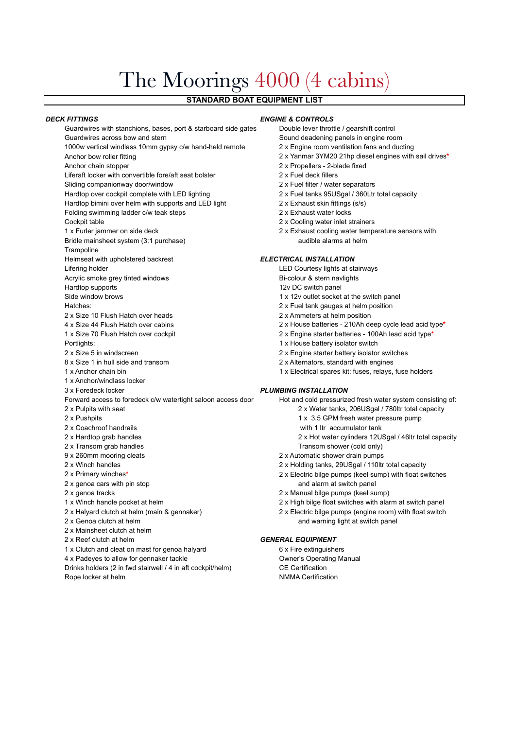# The Moorings 4000 (4 cabins)

## STANDARD BOAT EQUIPMENT LIST

### *DECK FITTINGS*

- Guardwires with stanchions, bases, port & starboard side gates
- Guardwires across bow and stern
- 1000w vertical windlass 10mm gypsy c/w hand-held remote
- Anchor bow roller fitting
- Anchor chain stopper
- Liferaft locker with convertible fore/aft seat bolster
- Sliding companionway door/window
- Hardtop over cockpit complete with LED lighting
- Hardtop bimini over helm with supports and LED light
- Folding swimming ladder c/w teak steps
- Cockpit table
- 1 x Furler jammer on side deck
- Bridle mainsheet system (3:1 purchase)
- Trampoline
- Helmseat with upholstered backrest
- Lifering holder
- Acrylic smoke grey tinted windows
- Hardtop supports
- Side window brows
- Hatches:
- 2 x Size 10 Flush Hatch over heads
- 4 x Size 44 Flush Hatch over cabins
- 1 x Size 70 Flush Hatch over cockpit
- Portlights:
- 2 x Size 5 in windscreen
- 8 x Size 1 in hull side and transom
- 1 x Anchor chain bin
- 1 x Anchor/windlass locker
- 3 x Foredeck locker
- Forward access to foredeck c/w watertight saloon access door
- 2 x Pulpits with seat
- 2 x Pushpits
- 2 x Coachroof handrails
- 2 x Hardtop grab handles
- 2 x Transom grab handles
- 9 x 260mm mooring cleats
- 2 x Winch handles
- 2 x Primary winches*
- 2 x genoa cars with pin stop
- 2 x genoa tracks
- 1 x Winch handle pocket at helm
- 2 x Halyard clutch at helm (main & gennaker)
- 2 x Genoa clutch at helm
- 2 x Mainsheet clutch at helm
- 2 x Reef clutch at helm
- 1 x Clutch and cleat on mast for genoa halyard
- 4 x Padeyes to allow for gennaker tackle
- Drinks holders (2 in fwd stairwell / 4 in aft cockpit/helm)
- Rope locker at helm

### *ENGINE & CONTROLS*

- Double lever throttle / gearshift control
- Sound deadening panels in engine room
- 2 x Engine room ventilation fans and ducting
- 2 x Yanmar 3YM20 21hp diesel engines with sail drives*
- 2 x Propellers - 2-blade fixed
- 2 x Fuel deck fillers
- 2 x Fuel filter / water separators
- 2 x Fuel tanks 95USgal / 360Ltr total capacity
- 2 x Exhaust skin fittings (s/s)
- 2 x Exhaust water locks
- 2 x Cooling water inlet strainers
- 2 x Exhaust cooling water temperature sensors with audible alarms at helm

### *ELECTRICAL INSTALLATION*

- LED Courtesy lights at stairways
- Bi-colour & stern navlights
- 12v DC switch panel
- 1 x 12v outlet socket at the switch panel
- 2 x Fuel tank gauges at helm position
- 2 x Ammeters at helm position
- 2 x House batteries - 210Ah deep cycle lead acid type*
- 2 x Engine starter batteries - 100Ah lead acid type*
- 1 x House battery isolator switch
- 2 x Engine starter battery isolator switches
- 2 x Alternators, standard with engines
- 1 x Electrical spares kit: fuses, relays, fuse holders

### *PLUMBING INSTALLATION*

- Hot and cold pressurized fresh water system consisting of:
  - 2 x Water tanks, 206USgal / 780ltr total capacity
  - 1 x 3.5 GPM fresh water pressure pump with 1 ltr accumulator tank
  - 2 x Hot water cylinders 12USgal / 46ltr total capacity
  - Transom shower (cold only)
- 2 x Automatic shower drain pumps
- 2 x Holding tanks, 29USgal / 110ltr total capacity
- 2 x Electric bilge pumps (keel sump) with float switches and alarm at switch panel
- 2 x Manual bilge pumps (keel sump)
- 2 x High bilge float switches with alarm at switch panel
- 2 x Electric bilge pumps (engine room) with float switch and warning light at switch panel

### *GENERAL EQUIPMENT*

- 6 x Fire extinguishers
- Owner's Operating Manual
- CE Certification
- NMMA Certification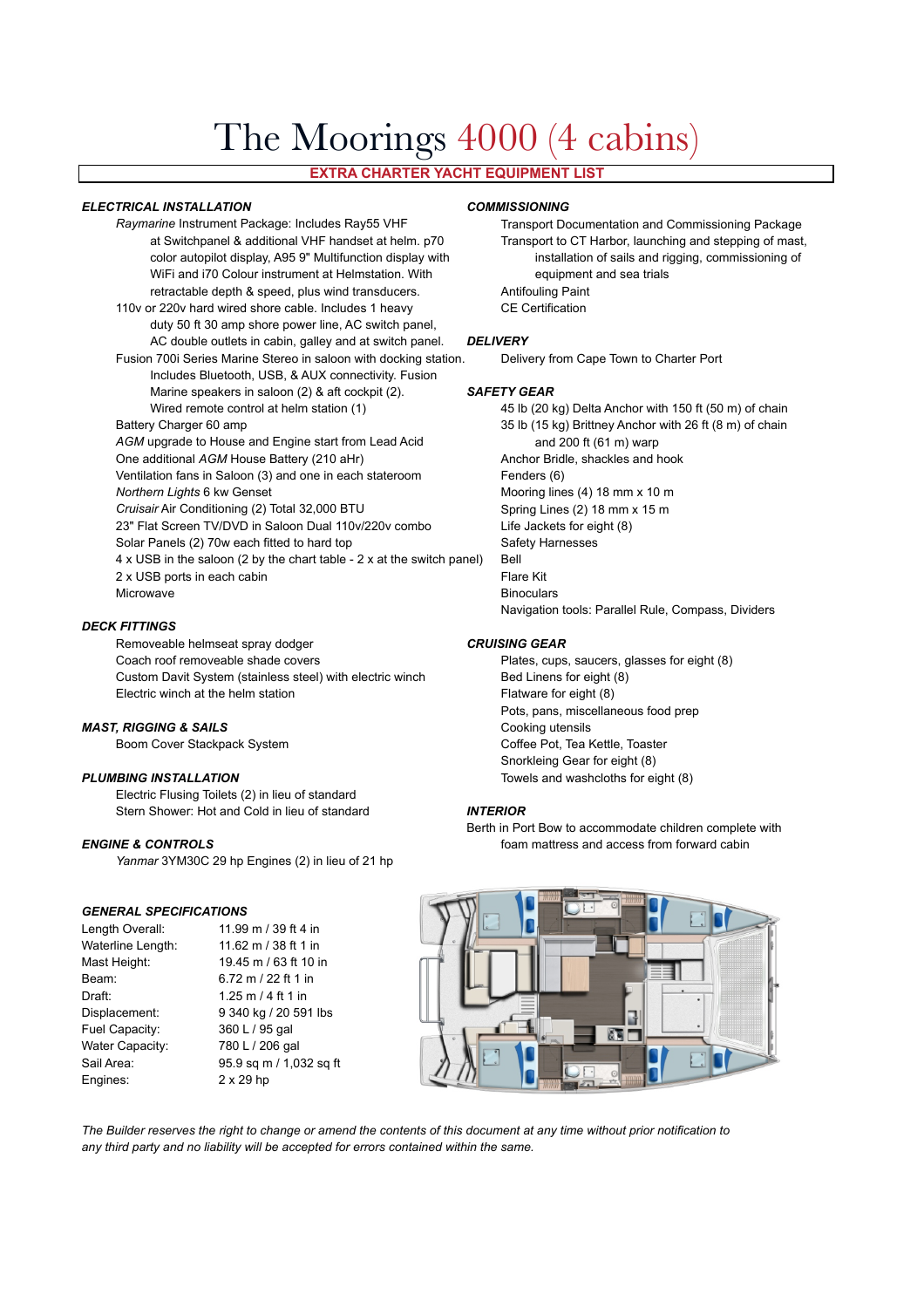# The Moorings 4000 (4 cabins)

## EXTRA CHARTER YACHT EQUIPMENT LIST

### *ELECTRICAL INSTALLATION*

- *Raymarine* Instrument Package: Includes Ray55 VHF at Switchpanel & additional VHF handset at helm. p70 color autopilot display, A95 9" Multifunction display with WiFi and i70 Colour instrument at Helmstation. With retractable depth & speed, plus wind transducers.
- 110v or 220v hard wired shore cable. Includes 1 heavy duty 50 ft 30 amp shore power line, AC switch panel, AC double outlets in cabin, galley and at switch panel.
- Fusion 700i Series Marine Stereo in saloon with docking station. Includes Bluetooth, USB, & AUX connectivity. Fusion Marine speakers in saloon (2) & aft cockpit (2). Wired remote control at helm station (1)
- Battery Charger 60 amp
- *AGM* upgrade to House and Engine start from Lead Acid
- One additional *AGM* House Battery (210 aHr)
- Ventilation fans in Saloon (3) and one in each stateroom
- *Northern Lights* 6 kw Genset
- *Cruisair* Air Conditioning (2) Total 32,000 BTU
- 23" Flat Screen TV/DVD in Saloon Dual 110v/220v combo
- Solar Panels (2) 70w each fitted to hard top
- 4 x USB in the saloon (2 by the chart table - 2 x at the switch panel)
- 2 x USB ports in each cabin
- Microwave

### *DECK FITTINGS*

- Removeable helmseat spray dodger
- Coach roof removeable shade covers
- Custom Davit System (stainless steel) with electric winch
- Electric winch at the helm station

### *MAST, RIGGING & SAILS*

- Boom Cover Stackpack System

### *PLUMBING INSTALLATION*

- Electric Flusing Toilets (2) in lieu of standard
- Stern Shower: Hot and Cold in lieu of standard

### *ENGINE & CONTROLS*

- *Yanmar* 3YM30C 29 hp Engines (2) in lieu of 21 hp

### *COMMISSIONING*

- Transport Documentation and Commissioning Package
- Transport to CT Harbor, launching and stepping of mast, installation of sails and rigging, commissioning of equipment and sea trials
- Antifouling Paint
- CE Certification

### *DELIVERY*

- Delivery from Cape Town to Charter Port

### *SAFETY GEAR*

- 45 lb (20 kg) Delta Anchor with 150 ft (50 m) of chain
- 35 lb (15 kg) Brittney Anchor with 26 ft (8 m) of chain and 200 ft (61 m) warp
- Anchor Bridle, shackles and hook
- Fenders (6)
- Mooring lines (4) 18 mm x 10 m
- Spring Lines (2) 18 mm x 15 m
- Life Jackets for eight (8)
- Safety Harnesses
- Bell
- Flare Kit
- Binoculars
- Navigation tools: Parallel Rule, Compass, Dividers

### *CRUISING GEAR*

- Plates, cups, saucers, glasses for eight (8)
- Bed Linens for eight (8)
- Flatware for eight (8)
- Pots, pans, miscellaneous food prep
- Cooking utensils
- Coffee Pot, Tea Kettle, Toaster
- Snorkleing Gear for eight (8)
- Towels and washcloths for eight (8)

### *INTERIOR*

Berth in Port Bow to accommodate children complete with foam mattress and access from forward cabin

### *GENERAL SPECIFICATIONS*

| | |
|---|---|
| Length Overall: | 11.99 m / 39 ft 4 in |
| Waterline Length: | 11.62 m / 38 ft 1 in |
| Mast Height: | 19.45 m / 63 ft 10 in |
| Beam: | 6.72 m / 22 ft 1 in |
| Draft: | 1.25 m / 4 ft 1 in |
| Displacement: | 9 340 kg / 20 591 lbs |
| Fuel Capacity: | 360 L / 95 gal |
| Water Capacity: | 780 L / 206 gal |
| Sail Area: | 95.9 sq m / 1,032 sq ft |
| Engines: | 2 x 29 hp |

*The Builder reserves the right to change or amend the contents of this document at any time without prior notification to any third party and no liability will be accepted for errors contained within the same.*